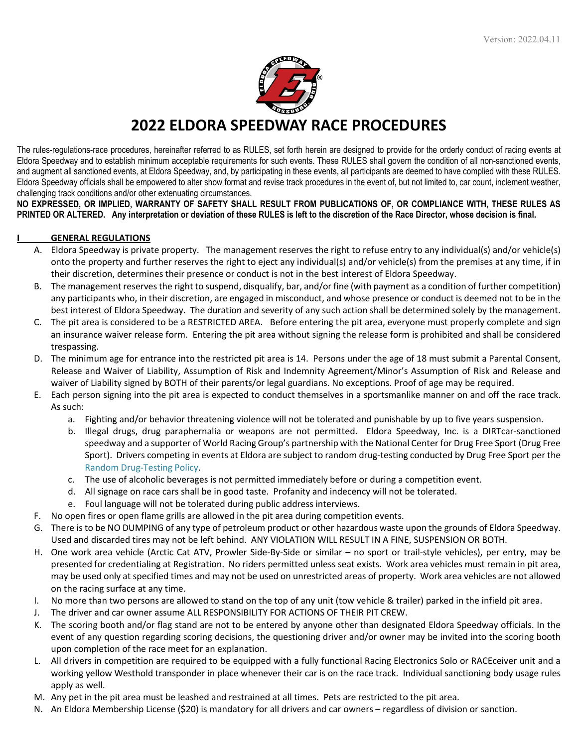Version: 2022.04.11

# 2022 ELDORA SPEEDWAY RACE PROCEDURES

The rules-regulations-race procedures, hereinafter referred to as RULES, set forth herein are designed to provide for the orderly conduct of racing events at Eldora Speedway and to establish minimum acceptable requirements for such events. These RULES shall govern the condition of all non-sanctioned events, and augment all sanctioned events, at Eldora Speedway, and, by participating in these events, all participants are deemed to have complied with these RULES. Eldora Speedway officials shall be empowered to alter show format and revise track procedures in the event of, but not limited to, car count, inclement weather, challenging track conditions and/or other extenuating circumstances.

**NO EXPRESSED, OR IMPLIED, WARRANTY OF SAFETY SHALL RESULT FROM PUBLICATIONS OF, OR COMPLIANCE WITH, THESE RULES AS PRINTED OR ALTERED. Any interpretation or deviation of these RULES is left to the discretion of the Race Director, whose decision is final.**

## I GENERAL REGULATIONS

A. Eldora Speedway is private property. The management reserves the right to refuse entry to any individual(s) and/or vehicle(s) onto the property and further reserves the right to eject any individual(s) and/or vehicle(s) from the premises at any time, if in their discretion, determines their presence or conduct is not in the best interest of Eldora Speedway.

B. The management reserves the right to suspend, disqualify, bar, and/or fine (with payment as a condition of further competition) any participants who, in their discretion, are engaged in misconduct, and whose presence or conduct is deemed not to be in the best interest of Eldora Speedway. The duration and severity of any such action shall be determined solely by the management.

C. The pit area is considered to be a RESTRICTED AREA. Before entering the pit area, everyone must properly complete and sign an insurance waiver release form. Entering the pit area without signing the release form is prohibited and shall be considered trespassing.

D. The minimum age for entrance into the restricted pit area is 14. Persons under the age of 18 must submit a Parental Consent, Release and Waiver of Liability, Assumption of Risk and Indemnity Agreement/Minor's Assumption of Risk and Release and waiver of Liability signed by BOTH of their parents/or legal guardians. No exceptions. Proof of age may be required.

E. Each person signing into the pit area is expected to conduct themselves in a sportsmanlike manner on and off the race track. As such:

   a. Fighting and/or behavior threatening violence will not be tolerated and punishable by up to five years suspension.
   b. Illegal drugs, drug paraphernalia or weapons are not permitted. Eldora Speedway, Inc. is a DIRTcar-sanctioned speedway and a supporter of World Racing Group's partnership with the National Center for Drug Free Sport (Drug Free Sport). Drivers competing in events at Eldora are subject to random drug-testing conducted by Drug Free Sport per the Random Drug-Testing Policy.
   c. The use of alcoholic beverages is not permitted immediately before or during a competition event.
   d. All signage on race cars shall be in good taste. Profanity and indecency will not be tolerated.
   e. Foul language will not be tolerated during public address interviews.

F. No open fires or open flame grills are allowed in the pit area during competition events.

G. There is to be NO DUMPING of any type of petroleum product or other hazardous waste upon the grounds of Eldora Speedway. Used and discarded tires may not be left behind. ANY VIOLATION WILL RESULT IN A FINE, SUSPENSION OR BOTH.

H. One work area vehicle (Arctic Cat ATV, Prowler Side-By-Side or similar – no sport or trail-style vehicles), per entry, may be presented for credentialing at Registration. No riders permitted unless seat exists. Work area vehicles must remain in pit area, may be used only at specified times and may not be used on unrestricted areas of property. Work area vehicles are not allowed on the racing surface at any time.

I. No more than two persons are allowed to stand on the top of any unit (tow vehicle & trailer) parked in the infield pit area.

J. The driver and car owner assume ALL RESPONSIBILITY FOR ACTIONS OF THEIR PIT CREW.

K. The scoring booth and/or flag stand are not to be entered by anyone other than designated Eldora Speedway officials. In the event of any question regarding scoring decisions, the questioning driver and/or owner may be invited into the scoring booth upon completion of the race meet for an explanation.

L. All drivers in competition are required to be equipped with a fully functional Racing Electronics Solo or RACEceiver unit and a working yellow Westhold transponder in place whenever their car is on the race track. Individual sanctioning body usage rules apply as well.

M. Any pet in the pit area must be leashed and restrained at all times. Pets are restricted to the pit area.

N. An Eldora Membership License ($20) is mandatory for all drivers and car owners – regardless of division or sanction.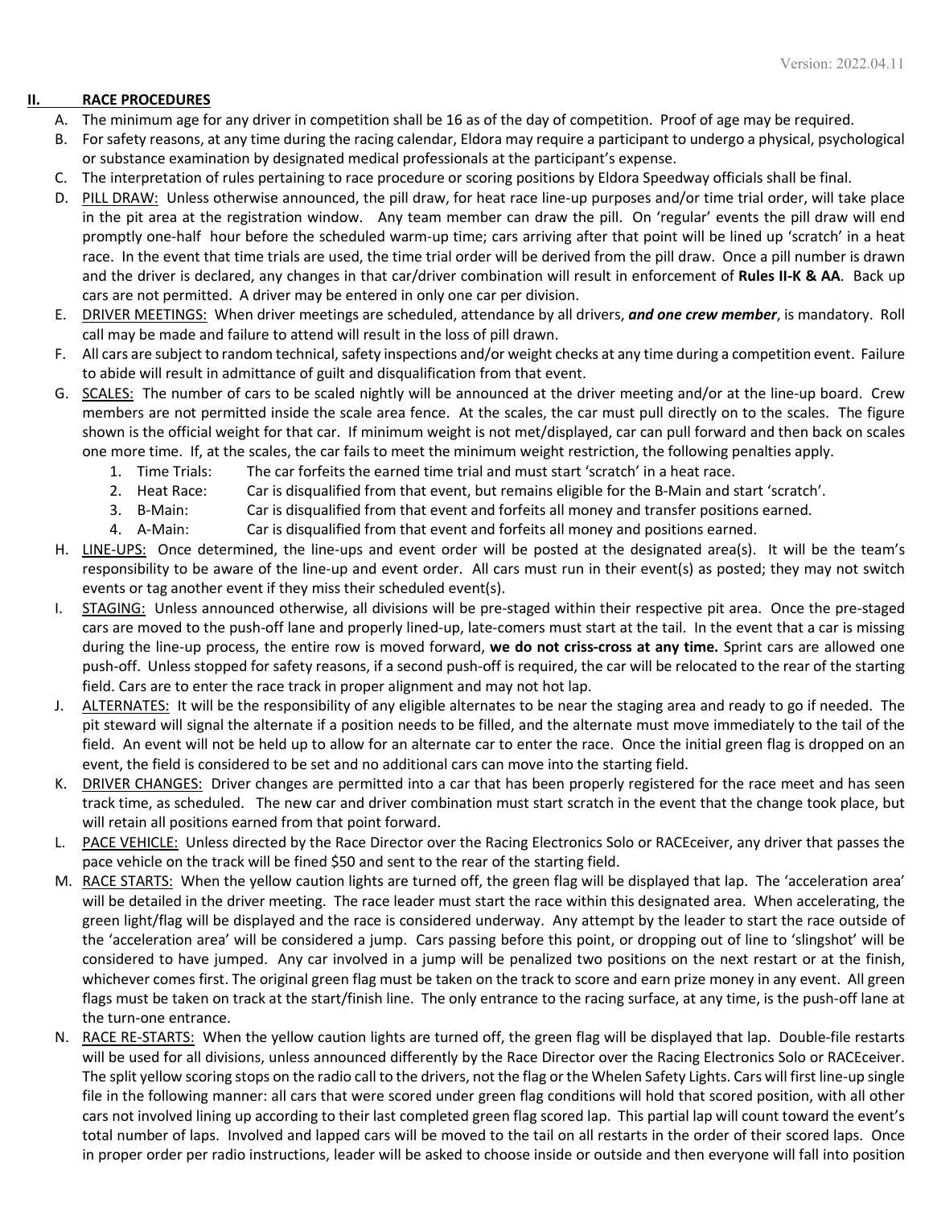## II. RACE PROCEDURES

A. The minimum age for any driver in competition shall be 16 as of the day of competition. Proof of age may be required.

B. For safety reasons, at any time during the racing calendar, Eldora may require a participant to undergo a physical, psychological or substance examination by designated medical professionals at the participant's expense.

C. The interpretation of rules pertaining to race procedure or scoring positions by Eldora Speedway officials shall be final.

D. PILL DRAW: Unless otherwise announced, the pill draw, for heat race line-up purposes and/or time trial order, will take place in the pit area at the registration window. Any team member can draw the pill. On 'regular' events the pill draw will end promptly one-half hour before the scheduled warm-up time; cars arriving after that point will be lined up 'scratch' in a heat race. In the event that time trials are used, the time trial order will be derived from the pill draw. Once a pill number is drawn and the driver is declared, any changes in that car/driver combination will result in enforcement of **Rules II-K & AA**. Back up cars are not permitted. A driver may be entered in only one car per division.

E. DRIVER MEETINGS: When driver meetings are scheduled, attendance by all drivers, ***and one crew member***, is mandatory. Roll call may be made and failure to attend will result in the loss of pill drawn.

F. All cars are subject to random technical, safety inspections and/or weight checks at any time during a competition event. Failure to abide will result in admittance of guilt and disqualification from that event.

G. SCALES: The number of cars to be scaled nightly will be announced at the driver meeting and/or at the line-up board. Crew members are not permitted inside the scale area fence. At the scales, the car must pull directly on to the scales. The figure shown is the official weight for that car. If minimum weight is not met/displayed, car can pull forward and then back on scales one more time. If, at the scales, the car fails to meet the minimum weight restriction, the following penalties apply.
   1. Time Trials: The car forfeits the earned time trial and must start 'scratch' in a heat race.
   2. Heat Race: Car is disqualified from that event, but remains eligible for the B-Main and start 'scratch'.
   3. B-Main: Car is disqualified from that event and forfeits all money and transfer positions earned.
   4. A-Main: Car is disqualified from that event and forfeits all money and positions earned.

H. LINE-UPS: Once determined, the line-ups and event order will be posted at the designated area(s). It will be the team's responsibility to be aware of the line-up and event order. All cars must run in their event(s) as posted; they may not switch events or tag another event if they miss their scheduled event(s).

I. STAGING: Unless announced otherwise, all divisions will be pre-staged within their respective pit area. Once the pre-staged cars are moved to the push-off lane and properly lined-up, late-comers must start at the tail. In the event that a car is missing during the line-up process, the entire row is moved forward, **we do not criss-cross at any time.** Sprint cars are allowed one push-off. Unless stopped for safety reasons, if a second push-off is required, the car will be relocated to the rear of the starting field. Cars are to enter the race track in proper alignment and may not hot lap.

J. ALTERNATES: It will be the responsibility of any eligible alternates to be near the staging area and ready to go if needed. The pit steward will signal the alternate if a position needs to be filled, and the alternate must move immediately to the tail of the field. An event will not be held up to allow for an alternate car to enter the race. Once the initial green flag is dropped on an event, the field is considered to be set and no additional cars can move into the starting field.

K. DRIVER CHANGES: Driver changes are permitted into a car that has been properly registered for the race meet and has seen track time, as scheduled. The new car and driver combination must start scratch in the event that the change took place, but will retain all positions earned from that point forward.

L. PACE VEHICLE: Unless directed by the Race Director over the Racing Electronics Solo or RACEceiver, any driver that passes the pace vehicle on the track will be fined $50 and sent to the rear of the starting field.

M. RACE STARTS: When the yellow caution lights are turned off, the green flag will be displayed that lap. The 'acceleration area' will be detailed in the driver meeting. The race leader must start the race within this designated area. When accelerating, the green light/flag will be displayed and the race is considered underway. Any attempt by the leader to start the race outside of the 'acceleration area' will be considered a jump. Cars passing before this point, or dropping out of line to 'slingshot' will be considered to have jumped. Any car involved in a jump will be penalized two positions on the next restart or at the finish, whichever comes first. The original green flag must be taken on the track to score and earn prize money in any event. All green flags must be taken on track at the start/finish line. The only entrance to the racing surface, at any time, is the push-off lane at the turn-one entrance.

N. RACE RE-STARTS: When the yellow caution lights are turned off, the green flag will be displayed that lap. Double-file restarts will be used for all divisions, unless announced differently by the Race Director over the Racing Electronics Solo or RACEceiver. The split yellow scoring stops on the radio call to the drivers, not the flag or the Whelen Safety Lights. Cars will first line-up single file in the following manner: all cars that were scored under green flag conditions will hold that scored position, with all other cars not involved lining up according to their last completed green flag scored lap. This partial lap will count toward the event's total number of laps. Involved and lapped cars will be moved to the tail on all restarts in the order of their scored laps. Once in proper order per radio instructions, leader will be asked to choose inside or outside and then everyone will fall into position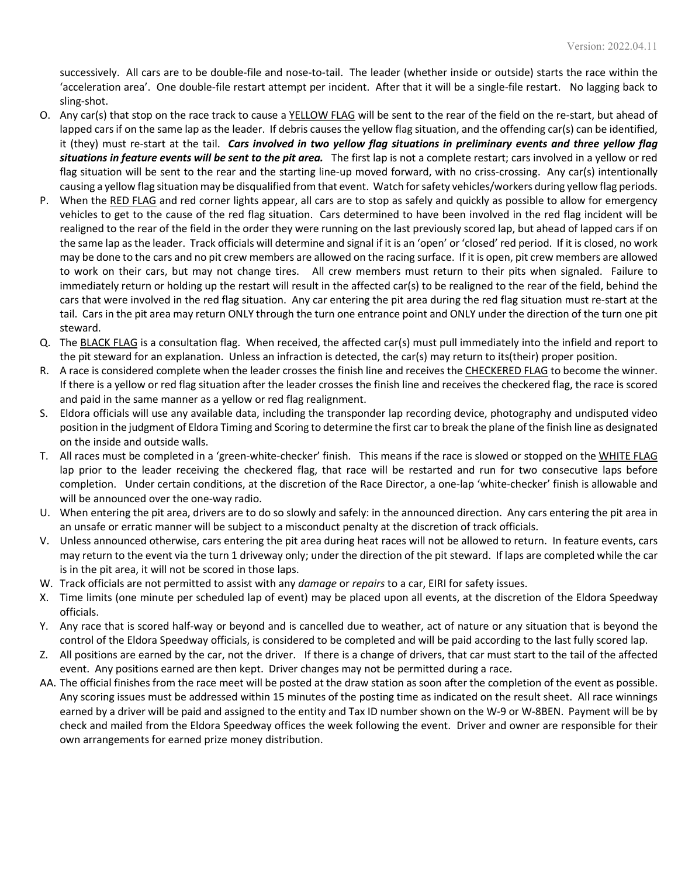successively. All cars are to be double-file and nose-to-tail. The leader (whether inside or outside) starts the race within the 'acceleration area'. One double-file restart attempt per incident. After that it will be a single-file restart. No lagging back to sling-shot.

O. Any car(s) that stop on the race track to cause a <u>YELLOW FLAG</u> will be sent to the rear of the field on the re-start, but ahead of lapped cars if on the same lap as the leader. If debris causes the yellow flag situation, and the offending car(s) can be identified, it (they) must re-start at the tail. ***Cars involved in two yellow flag situations in preliminary events and three yellow flag situations in feature events will be sent to the pit area.*** The first lap is not a complete restart; cars involved in a yellow or red flag situation will be sent to the rear and the starting line-up moved forward, with no criss-crossing. Any car(s) intentionally causing a yellow flag situation may be disqualified from that event. Watch for safety vehicles/workers during yellow flag periods.

P. When the <u>RED FLAG</u> and red corner lights appear, all cars are to stop as safely and quickly as possible to allow for emergency vehicles to get to the cause of the red flag situation. Cars determined to have been involved in the red flag incident will be realigned to the rear of the field in the order they were running on the last previously scored lap, but ahead of lapped cars if on the same lap as the leader. Track officials will determine and signal if it is an 'open' or 'closed' red period. If it is closed, no work may be done to the cars and no pit crew members are allowed on the racing surface. If it is open, pit crew members are allowed to work on their cars, but may not change tires. All crew members must return to their pits when signaled. Failure to immediately return or holding up the restart will result in the affected car(s) to be realigned to the rear of the field, behind the cars that were involved in the red flag situation. Any car entering the pit area during the red flag situation must re-start at the tail. Cars in the pit area may return ONLY through the turn one entrance point and ONLY under the direction of the turn one pit steward.

Q. The <u>BLACK FLAG</u> is a consultation flag. When received, the affected car(s) must pull immediately into the infield and report to the pit steward for an explanation. Unless an infraction is detected, the car(s) may return to its(their) proper position.

R. A race is considered complete when the leader crosses the finish line and receives the <u>CHECKERED FLAG</u> to become the winner. If there is a yellow or red flag situation after the leader crosses the finish line and receives the checkered flag, the race is scored and paid in the same manner as a yellow or red flag realignment.

S. Eldora officials will use any available data, including the transponder lap recording device, photography and undisputed video position in the judgment of Eldora Timing and Scoring to determine the first car to break the plane of the finish line as designated on the inside and outside walls.

T. All races must be completed in a 'green-white-checker' finish. This means if the race is slowed or stopped on the <u>WHITE FLAG</u> lap prior to the leader receiving the checkered flag, that race will be restarted and run for two consecutive laps before completion. Under certain conditions, at the discretion of the Race Director, a one-lap 'white-checker' finish is allowable and will be announced over the one-way radio.

U. When entering the pit area, drivers are to do so slowly and safely: in the announced direction. Any cars entering the pit area in an unsafe or erratic manner will be subject to a misconduct penalty at the discretion of track officials.

V. Unless announced otherwise, cars entering the pit area during heat races will not be allowed to return. In feature events, cars may return to the event via the turn 1 driveway only; under the direction of the pit steward. If laps are completed while the car is in the pit area, it will not be scored in those laps.

W. Track officials are not permitted to assist with any *damage* or *repairs* to a car, EIRI for safety issues.

X. Time limits (one minute per scheduled lap of event) may be placed upon all events, at the discretion of the Eldora Speedway officials.

Y. Any race that is scored half-way or beyond and is cancelled due to weather, act of nature or any situation that is beyond the control of the Eldora Speedway officials, is considered to be completed and will be paid according to the last fully scored lap.

Z. All positions are earned by the car, not the driver. If there is a change of drivers, that car must start to the tail of the affected event. Any positions earned are then kept. Driver changes may not be permitted during a race.

AA. The official finishes from the race meet will be posted at the draw station as soon after the completion of the event as possible. Any scoring issues must be addressed within 15 minutes of the posting time as indicated on the result sheet. All race winnings earned by a driver will be paid and assigned to the entity and Tax ID number shown on the W-9 or W-8BEN. Payment will be by check and mailed from the Eldora Speedway offices the week following the event. Driver and owner are responsible for their own arrangements for earned prize money distribution.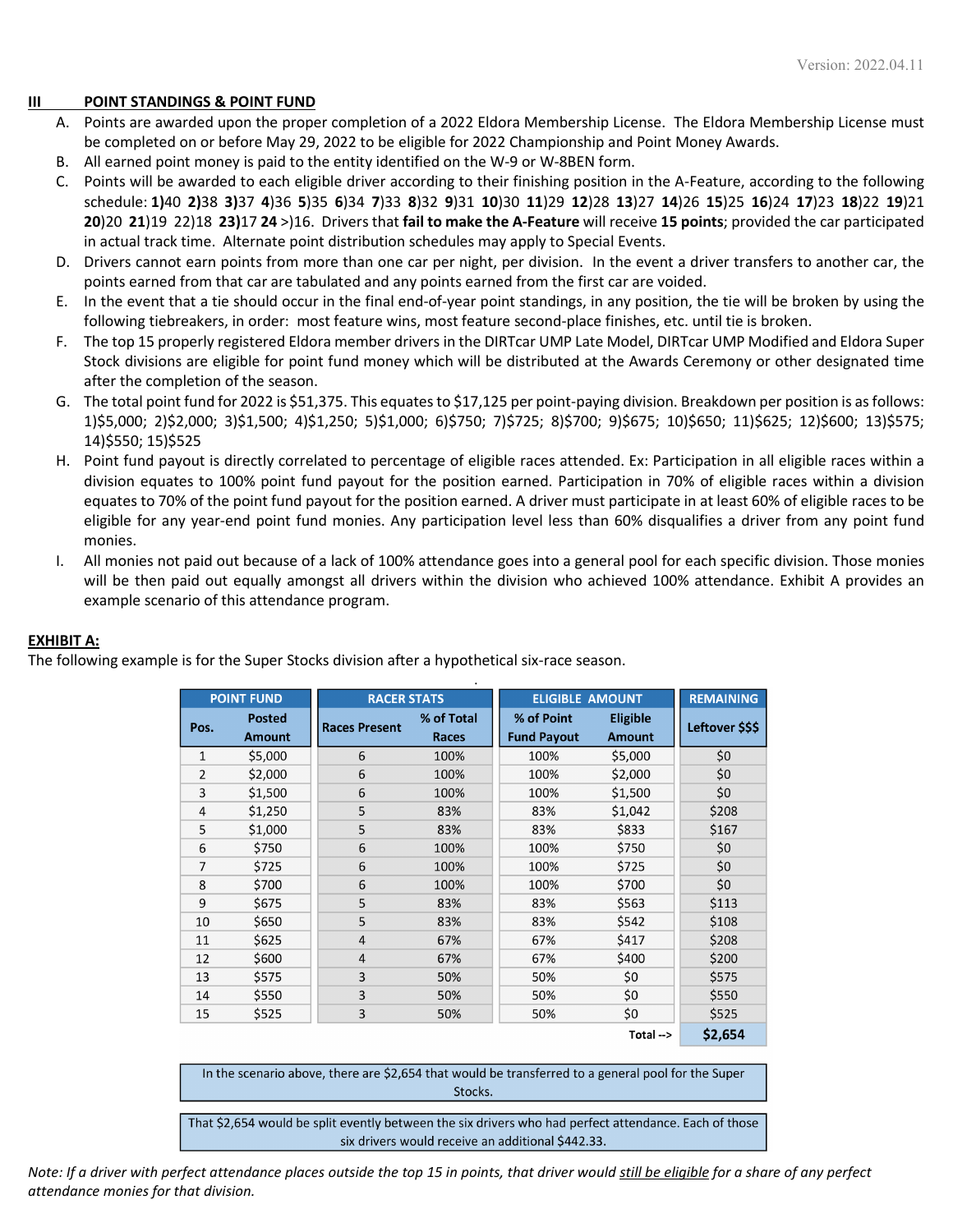## III POINT STANDINGS & POINT FUND

A. Points are awarded upon the proper completion of a 2022 Eldora Membership License. The Eldora Membership License must be completed on or before May 29, 2022 to be eligible for 2022 Championship and Point Money Awards.

B. All earned point money is paid to the entity identified on the W-9 or W-8BEN form.

C. Points will be awarded to each eligible driver according to their finishing position in the A-Feature, according to the following schedule: **1)**40 **2)**38 **3)**37 **4)**36 **5)**35 **6)**34 **7)**33 **8)**32 **9)**31 **10)**30 **11)**29 **12)**28 **13)**27 **14)**26 **15)**25 **16)**24 **17)**23 **18)**22 **19)**21 **20)**20 **21)**19 22)18 **23)**17 **24** >)16. Drivers that **fail to make the A-Feature** will receive **15 points**; provided the car participated in actual track time. Alternate point distribution schedules may apply to Special Events.

D. Drivers cannot earn points from more than one car per night, per division. In the event a driver transfers to another car, the points earned from that car are tabulated and any points earned from the first car are voided.

E. In the event that a tie should occur in the final end-of-year point standings, in any position, the tie will be broken by using the following tiebreakers, in order: most feature wins, most feature second-place finishes, etc. until tie is broken.

F. The top 15 properly registered Eldora member drivers in the DIRTcar UMP Late Model, DIRTcar UMP Modified and Eldora Super Stock divisions are eligible for point fund money which will be distributed at the Awards Ceremony or other designated time after the completion of the season.

G. The total point fund for 2022 is $51,375. This equates to $17,125 per point-paying division. Breakdown per position is as follows: 1)$5,000; 2)$2,000; 3)$1,500; 4)$1,250; 5)$1,000; 6)$750; 7)$725; 8)$700; 9)$675; 10)$650; 11)$625; 12)$600; 13)$575; 14)$550; 15)$525

H. Point fund payout is directly correlated to percentage of eligible races attended. Ex: Participation in all eligible races within a division equates to 100% point fund payout for the position earned. Participation in 70% of eligible races within a division equates to 70% of the point fund payout for the position earned. A driver must participate in at least 60% of eligible races to be eligible for any year-end point fund monies. Any participation level less than 60% disqualifies a driver from any point fund monies.

I. All monies not paid out because of a lack of 100% attendance goes into a general pool for each specific division. Those monies will be then paid out equally amongst all drivers within the division who achieved 100% attendance. Exhibit A provides an example scenario of this attendance program.

**EXHIBIT A:**

The following example is for the Super Stocks division after a hypothetical six-race season.

| POINT FUND | | RACER STATS | | ELIGIBLE AMOUNT | | REMAINING |
|---|---|---|---|---|---|---|
| Pos. | Posted Amount | Races Present | % of Total Races | % of Point Fund Payout | Eligible Amount | Leftover $$$ |
| 1 | $5,000 | 6 | 100% | 100% | $5,000 | $0 |
| 2 | $2,000 | 6 | 100% | 100% | $2,000 | $0 |
| 3 | $1,500 | 6 | 100% | 100% | $1,500 | $0 |
| 4 | $1,250 | 5 | 83% | 83% | $1,042 | $208 |
| 5 | $1,000 | 5 | 83% | 83% | $833 | $167 |
| 6 | $750 | 6 | 100% | 100% | $750 | $0 |
| 7 | $725 | 6 | 100% | 100% | $725 | $0 |
| 8 | $700 | 6 | 100% | 100% | $700 | $0 |
| 9 | $675 | 5 | 83% | 83% | $563 | $113 |
| 10 | $650 | 5 | 83% | 83% | $542 | $108 |
| 11 | $625 | 4 | 67% | 67% | $417 | $208 |
| 12 | $600 | 4 | 67% | 67% | $400 | $200 |
| 13 | $575 | 3 | 50% | 50% | $0 | $575 |
| 14 | $550 | 3 | 50% | 50% | $0 | $550 |
| 15 | $525 | 3 | 50% | 50% | $0 | $525 |
| | | | | | Total --> | **$2,654** |

In the scenario above, there are $2,654 that would be transferred to a general pool for the Super Stocks.

That $2,654 would be split evently between the six drivers who had perfect attendance. Each of those six drivers would receive an additional $442.33.

*Note: If a driver with perfect attendance places outside the top 15 in points, that driver would still be eligible for a share of any perfect attendance monies for that division.*